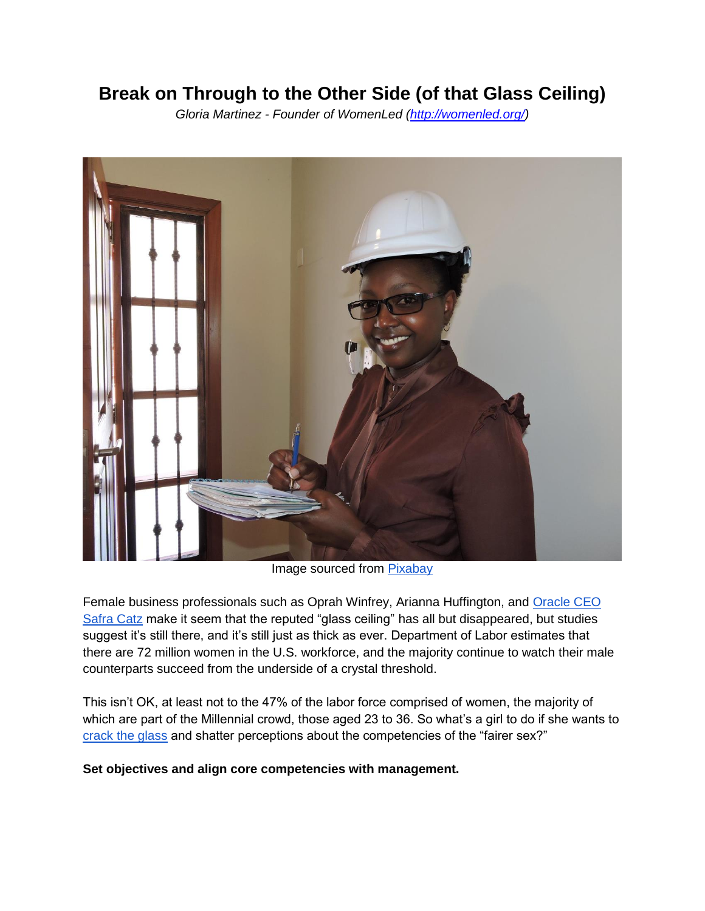# Break on Through to the Other Side (of that Glass Ceiling)

*Gloria Martinez - Founder of WomenLed (http://womenled.org/)*

Image sourced from Pixabay

Female business professionals such as Oprah Winfrey, Arianna Huffington, and Oracle CEO Safra Catz make it seem that the reputed "glass ceiling" has all but disappeared, but studies suggest it's still there, and it's still just as thick as ever. Department of Labor estimates that there are 72 million women in the U.S. workforce, and the majority continue to watch their male counterparts succeed from the underside of a crystal threshold.

This isn't OK, at least not to the 47% of the labor force comprised of women, the majority of which are part of the Millennial crowd, those aged 23 to 36. So what's a girl to do if she wants to crack the glass and shatter perceptions about the competencies of the "fairer sex?"

**Set objectives and align core competencies with management.**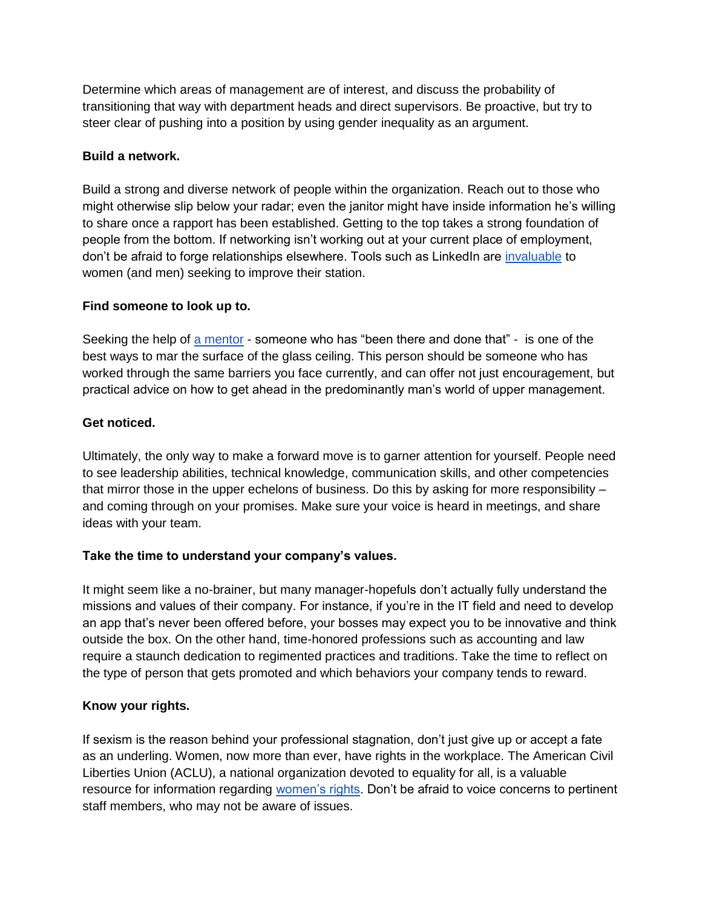Determine which areas of management are of interest, and discuss the probability of transitioning that way with department heads and direct supervisors. Be proactive, but try to steer clear of pushing into a position by using gender inequality as an argument.

**Build a network.**

Build a strong and diverse network of people within the organization. Reach out to those who might otherwise slip below your radar; even the janitor might have inside information he's willing to share once a rapport has been established. Getting to the top takes a strong foundation of people from the bottom. If networking isn't working out at your current place of employment, don't be afraid to forge relationships elsewhere. Tools such as LinkedIn are invaluable to women (and men) seeking to improve their station.

**Find someone to look up to.**

Seeking the help of a mentor - someone who has "been there and done that" - is one of the best ways to mar the surface of the glass ceiling. This person should be someone who has worked through the same barriers you face currently, and can offer not just encouragement, but practical advice on how to get ahead in the predominantly man's world of upper management.

**Get noticed.**

Ultimately, the only way to make a forward move is to garner attention for yourself. People need to see leadership abilities, technical knowledge, communication skills, and other competencies that mirror those in the upper echelons of business. Do this by asking for more responsibility – and coming through on your promises. Make sure your voice is heard in meetings, and share ideas with your team.

**Take the time to understand your company's values.**

It might seem like a no-brainer, but many manager-hopefuls don't actually fully understand the missions and values of their company. For instance, if you're in the IT field and need to develop an app that's never been offered before, your bosses may expect you to be innovative and think outside the box. On the other hand, time-honored professions such as accounting and law require a staunch dedication to regimented practices and traditions. Take the time to reflect on the type of person that gets promoted and which behaviors your company tends to reward.

**Know your rights.**

If sexism is the reason behind your professional stagnation, don't just give up or accept a fate as an underling. Women, now more than ever, have rights in the workplace. The American Civil Liberties Union (ACLU), a national organization devoted to equality for all, is a valuable resource for information regarding women's rights. Don't be afraid to voice concerns to pertinent staff members, who may not be aware of issues.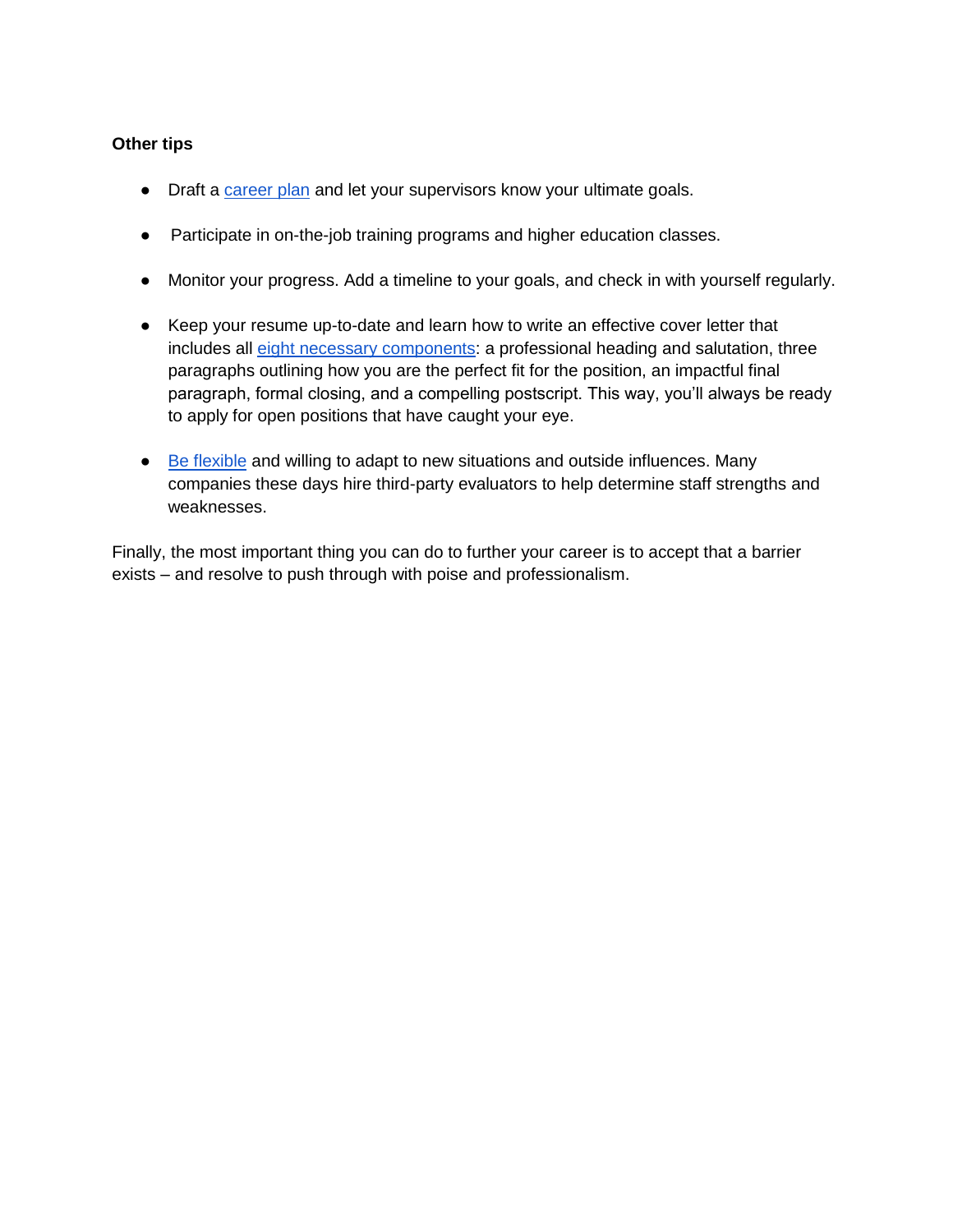**Other tips**

- Draft a career plan and let your supervisors know your ultimate goals.
- Participate in on-the-job training programs and higher education classes.
- Monitor your progress. Add a timeline to your goals, and check in with yourself regularly.
- Keep your resume up-to-date and learn how to write an effective cover letter that includes all eight necessary components: a professional heading and salutation, three paragraphs outlining how you are the perfect fit for the position, an impactful final paragraph, formal closing, and a compelling postscript. This way, you'll always be ready to apply for open positions that have caught your eye.
- Be flexible and willing to adapt to new situations and outside influences. Many companies these days hire third-party evaluators to help determine staff strengths and weaknesses.

Finally, the most important thing you can do to further your career is to accept that a barrier exists – and resolve to push through with poise and professionalism.